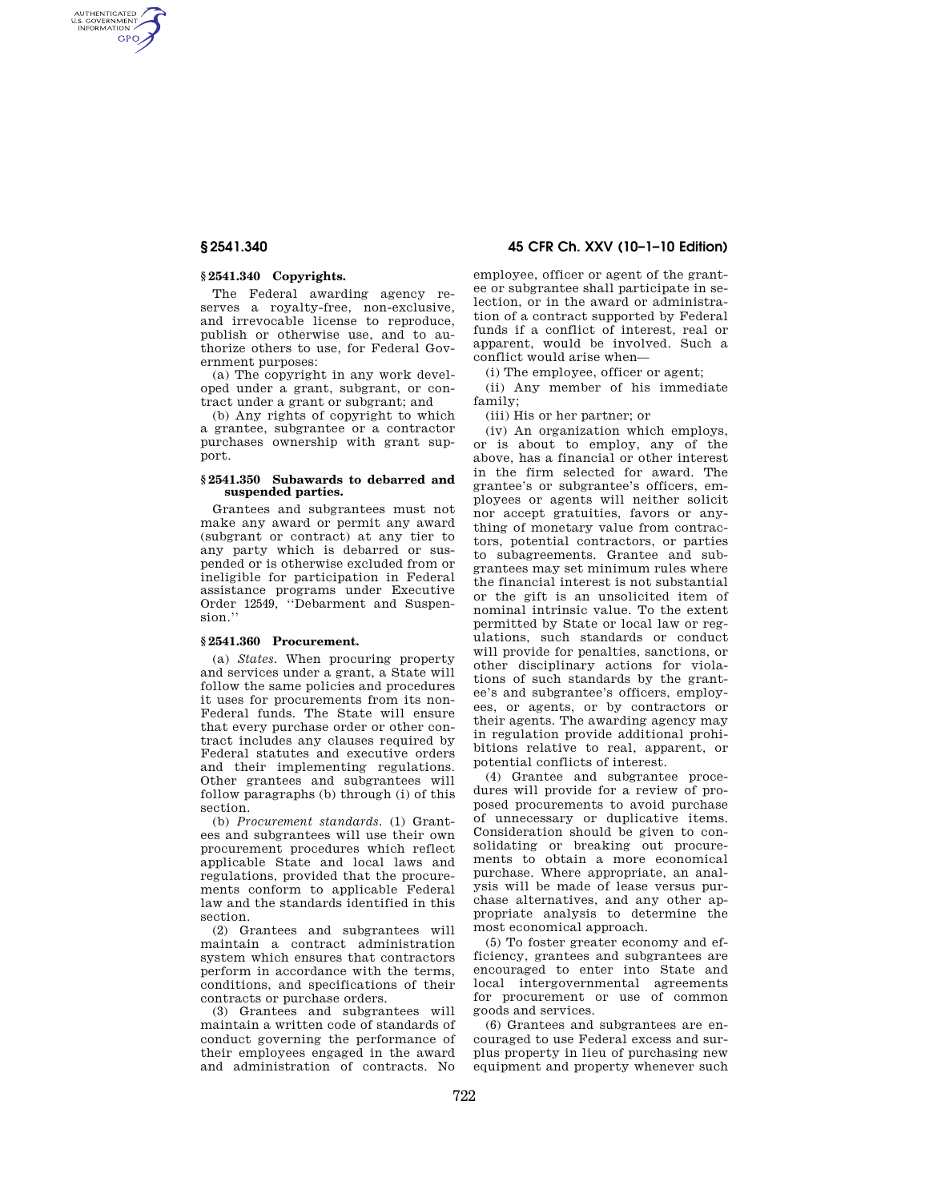## § 2541.340 Copyrights.

The Federal awarding agency reserves a royalty-free, non-exclusive, and irrevocable license to reproduce, publish or otherwise use, and to authorize others to use, for Federal Government purposes:

(a) The copyright in any work developed under a grant, subgrant, or contract under a grant or subgrant; and

(b) Any rights of copyright to which a grantee, subgrantee or a contractor purchases ownership with grant support.

## § 2541.350 Subawards to debarred and suspended parties.

Grantees and subgrantees must not make any award or permit any award (subgrant or contract) at any tier to any party which is debarred or suspended or is otherwise excluded from or ineligible for participation in Federal assistance programs under Executive Order 12549, ''Debarment and Suspension.''

## § 2541.360 Procurement.

(a) *States.* When procuring property and services under a grant, a State will follow the same policies and procedures it uses for procurements from its non-Federal funds. The State will ensure that every purchase order or other contract includes any clauses required by Federal statutes and executive orders and their implementing regulations. Other grantees and subgrantees will follow paragraphs (b) through (i) of this section.

(b) *Procurement standards.* (1) Grantees and subgrantees will use their own procurement procedures which reflect applicable State and local laws and regulations, provided that the procurements conform to applicable Federal law and the standards identified in this section.

(2) Grantees and subgrantees will maintain a contract administration system which ensures that contractors perform in accordance with the terms, conditions, and specifications of their contracts or purchase orders.

(3) Grantees and subgrantees will maintain a written code of standards of conduct governing the performance of their employees engaged in the award and administration of contracts. No employee, officer or agent of the grantee or subgrantee shall participate in selection, or in the award or administration of a contract supported by Federal funds if a conflict of interest, real or apparent, would be involved. Such a conflict would arise when—

(i) The employee, officer or agent;

(ii) Any member of his immediate family;

(iii) His or her partner; or

(iv) An organization which employs, or is about to employ, any of the above, has a financial or other interest in the firm selected for award. The grantee's or subgrantee's officers, employees or agents will neither solicit nor accept gratuities, favors or anything of monetary value from contractors, potential contractors, or parties to subagreements. Grantee and subgrantees may set minimum rules where the financial interest is not substantial or the gift is an unsolicited item of nominal intrinsic value. To the extent permitted by State or local law or regulations, such standards or conduct will provide for penalties, sanctions, or other disciplinary actions for violations of such standards by the grantee's and subgrantee's officers, employees, or agents, or by contractors or their agents. The awarding agency may in regulation provide additional prohibitions relative to real, apparent, or potential conflicts of interest.

(4) Grantee and subgrantee procedures will provide for a review of proposed procurements to avoid purchase of unnecessary or duplicative items. Consideration should be given to consolidating or breaking out procurements to obtain a more economical purchase. Where appropriate, an analysis will be made of lease versus purchase alternatives, and any other appropriate analysis to determine the most economical approach.

(5) To foster greater economy and efficiency, grantees and subgrantees are encouraged to enter into State and local intergovernmental agreements for procurement or use of common goods and services.

(6) Grantees and subgrantees are encouraged to use Federal excess and surplus property in lieu of purchasing new equipment and property whenever such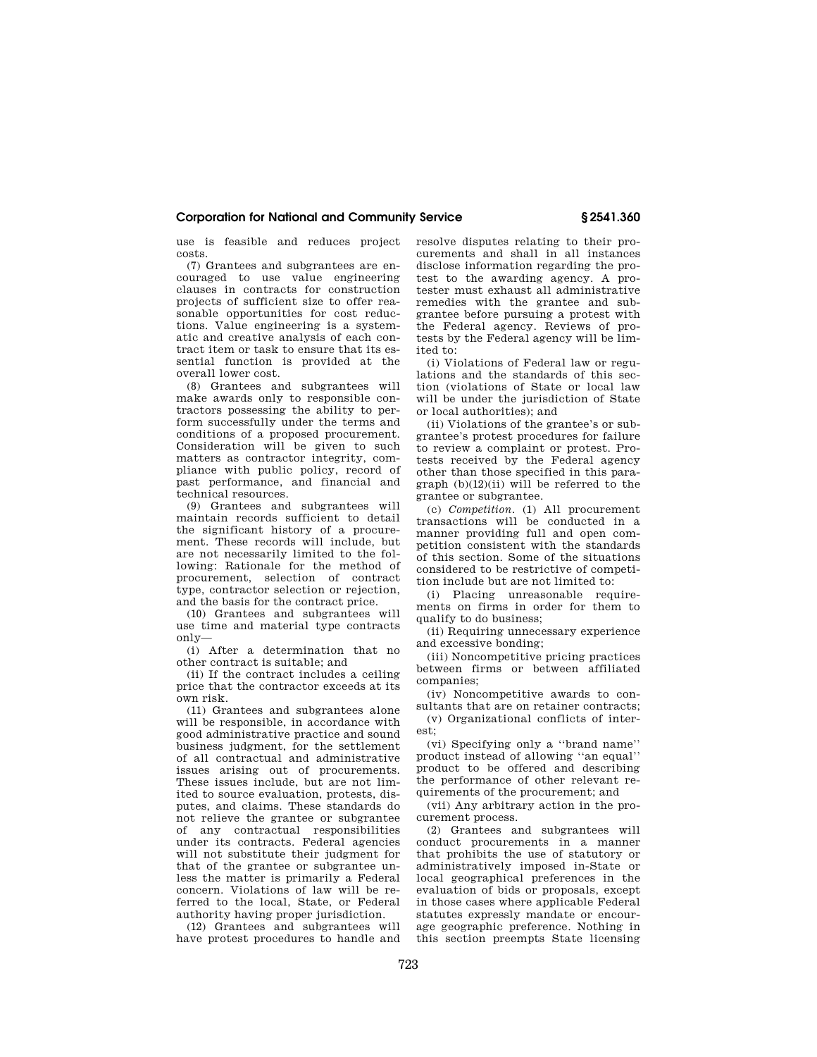use is feasible and reduces project costs.

(7) Grantees and subgrantees are encouraged to use value engineering clauses in contracts for construction projects of sufficient size to offer reasonable opportunities for cost reductions. Value engineering is a systematic and creative analysis of each contract item or task to ensure that its essential function is provided at the overall lower cost.

(8) Grantees and subgrantees will make awards only to responsible contractors possessing the ability to perform successfully under the terms and conditions of a proposed procurement. Consideration will be given to such matters as contractor integrity, compliance with public policy, record of past performance, and financial and technical resources.

(9) Grantees and subgrantees will maintain records sufficient to detail the significant history of a procurement. These records will include, but are not necessarily limited to the following: Rationale for the method of procurement, selection of contract type, contractor selection or rejection, and the basis for the contract price.

(10) Grantees and subgrantees will use time and material type contracts only—

(i) After a determination that no other contract is suitable; and

(ii) If the contract includes a ceiling price that the contractor exceeds at its own risk.

(11) Grantees and subgrantees alone will be responsible, in accordance with good administrative practice and sound business judgment, for the settlement of all contractual and administrative issues arising out of procurements. These issues include, but are not limited to source evaluation, protests, disputes, and claims. These standards do not relieve the grantee or subgrantee of any contractual responsibilities under its contracts. Federal agencies will not substitute their judgment for that of the grantee or subgrantee unless the matter is primarily a Federal concern. Violations of law will be referred to the local, State, or Federal authority having proper jurisdiction.

(12) Grantees and subgrantees will have protest procedures to handle and resolve disputes relating to their procurements and shall in all instances disclose information regarding the protest to the awarding agency. A protester must exhaust all administrative remedies with the grantee and subgrantee before pursuing a protest with the Federal agency. Reviews of protests by the Federal agency will be limited to:

(i) Violations of Federal law or regulations and the standards of this section (violations of State or local law will be under the jurisdiction of State or local authorities); and

(ii) Violations of the grantee's or subgrantee's protest procedures for failure to review a complaint or protest. Protests received by the Federal agency other than those specified in this paragraph (b)(12)(ii) will be referred to the grantee or subgrantee.

(c) *Competition.* (1) All procurement transactions will be conducted in a manner providing full and open competition consistent with the standards of this section. Some of the situations considered to be restrictive of competition include but are not limited to:

(i) Placing unreasonable requirements on firms in order for them to qualify to do business;

(ii) Requiring unnecessary experience and excessive bonding;

(iii) Noncompetitive pricing practices between firms or between affiliated companies;

(iv) Noncompetitive awards to consultants that are on retainer contracts;

(v) Organizational conflicts of interest;

(vi) Specifying only a "brand name" product instead of allowing "an equal" product to be offered and describing the performance of other relevant requirements of the procurement; and

(vii) Any arbitrary action in the procurement process.

(2) Grantees and subgrantees will conduct procurements in a manner that prohibits the use of statutory or administratively imposed in-State or local geographical preferences in the evaluation of bids or proposals, except in those cases where applicable Federal statutes expressly mandate or encourage geographic preference. Nothing in this section preempts State licensing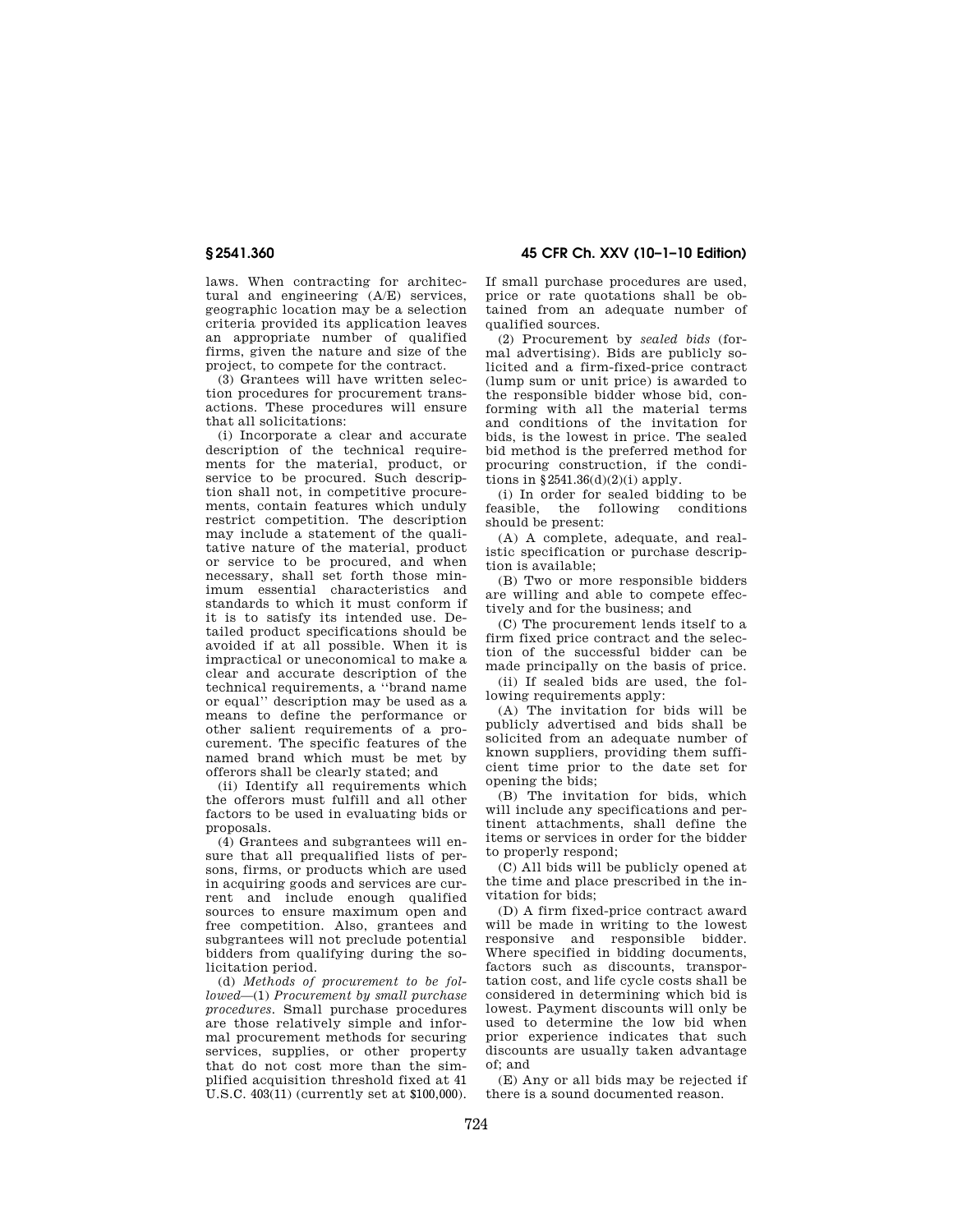laws. When contracting for architectural and engineering (A/E) services, geographic location may be a selection criteria provided its application leaves an appropriate number of qualified firms, given the nature and size of the project, to compete for the contract.

(3) Grantees will have written selection procedures for procurement transactions. These procedures will ensure that all solicitations:

(i) Incorporate a clear and accurate description of the technical requirements for the material, product, or service to be procured. Such description shall not, in competitive procurements, contain features which unduly restrict competition. The description may include a statement of the qualitative nature of the material, product or service to be procured, and when necessary, shall set forth those minimum essential characteristics and standards to which it must conform if it is to satisfy its intended use. Detailed product specifications should be avoided if at all possible. When it is impractical or uneconomical to make a clear and accurate description of the technical requirements, a "brand name or equal" description may be used as a means to define the performance or other salient requirements of a procurement. The specific features of the named brand which must be met by offerors shall be clearly stated; and

(ii) Identify all requirements which the offerors must fulfill and all other factors to be used in evaluating bids or proposals.

(4) Grantees and subgrantees will ensure that all prequalified lists of persons, firms, or products which are used in acquiring goods and services are current and include enough qualified sources to ensure maximum open and free competition. Also, grantees and subgrantees will not preclude potential bidders from qualifying during the solicitation period.

(d) *Methods of procurement to be followed*—(1) *Procurement by small purchase procedures*. Small purchase procedures are those relatively simple and informal procurement methods for securing services, supplies, or other property that do not cost more than the simplified acquisition threshold fixed at 41 U.S.C. 403(11) (currently set at $100,000). If small purchase procedures are used, price or rate quotations shall be obtained from an adequate number of qualified sources.

(2) Procurement by *sealed bids* (formal advertising). Bids are publicly solicited and a firm-fixed-price contract (lump sum or unit price) is awarded to the responsible bidder whose bid, conforming with all the material terms and conditions of the invitation for bids, is the lowest in price. The sealed bid method is the preferred method for procuring construction, if the conditions in §2541.36(d)(2)(i) apply.

(i) In order for sealed bidding to be feasible, the following conditions should be present:

(A) A complete, adequate, and realistic specification or purchase description is available;

(B) Two or more responsible bidders are willing and able to compete effectively and for the business; and

(C) The procurement lends itself to a firm fixed price contract and the selection of the successful bidder can be made principally on the basis of price.

(ii) If sealed bids are used, the following requirements apply:

(A) The invitation for bids will be publicly advertised and bids shall be solicited from an adequate number of known suppliers, providing them sufficient time prior to the date set for opening the bids;

(B) The invitation for bids, which will include any specifications and pertinent attachments, shall define the items or services in order for the bidder to properly respond;

(C) All bids will be publicly opened at the time and place prescribed in the invitation for bids;

(D) A firm fixed-price contract award will be made in writing to the lowest responsive and responsible bidder. Where specified in bidding documents, factors such as discounts, transportation cost, and life cycle costs shall be considered in determining which bid is lowest. Payment discounts will only be used to determine the low bid when prior experience indicates that such discounts are usually taken advantage of; and

(E) Any or all bids may be rejected if there is a sound documented reason.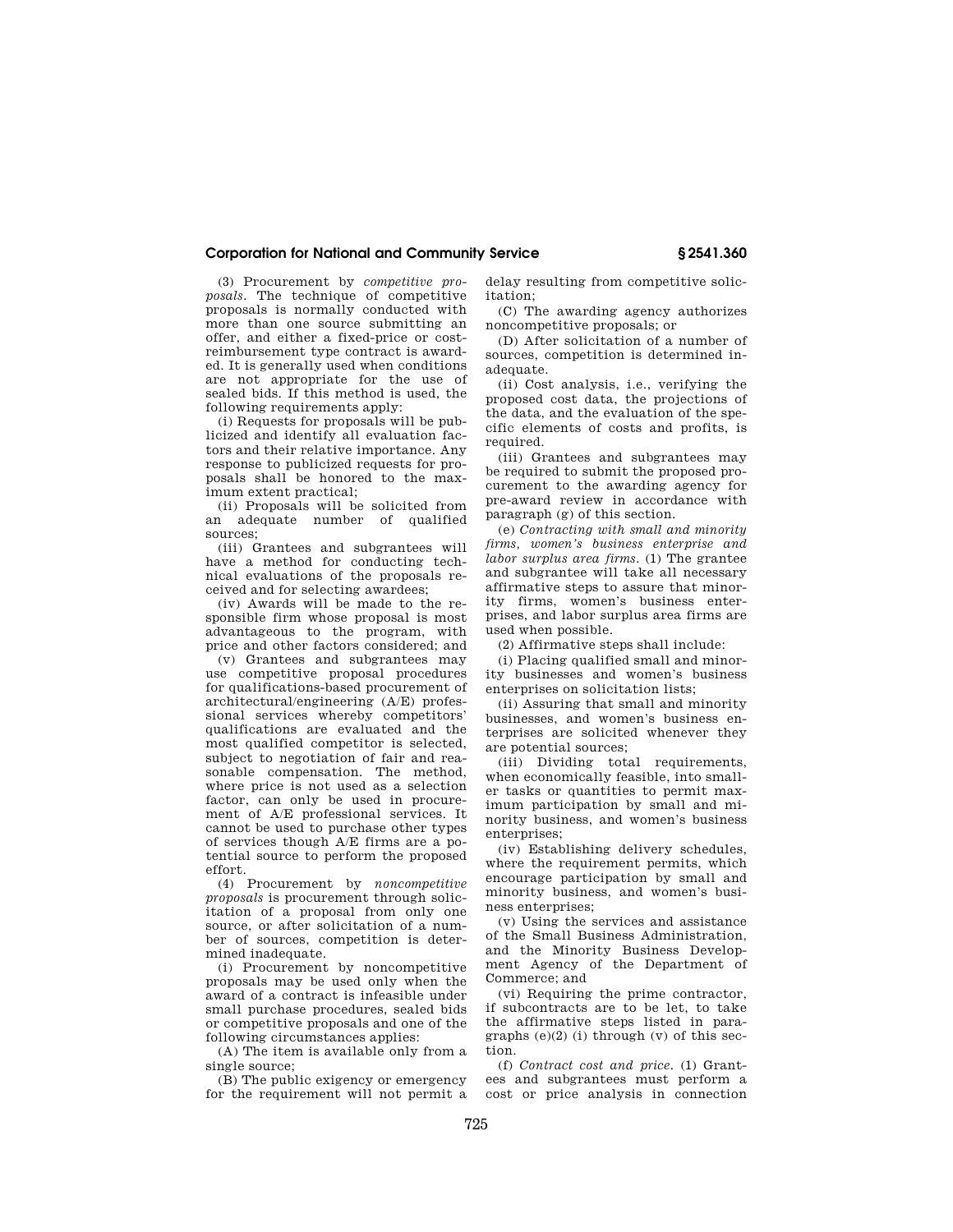(3) Procurement by *competitive proposals*. The technique of competitive proposals is normally conducted with more than one source submitting an offer, and either a fixed-price or cost-reimbursement type contract is awarded. It is generally used when conditions are not appropriate for the use of sealed bids. If this method is used, the following requirements apply:

(i) Requests for proposals will be publicized and identify all evaluation factors and their relative importance. Any response to publicized requests for proposals shall be honored to the maximum extent practical;

(ii) Proposals will be solicited from an adequate number of qualified sources;

(iii) Grantees and subgrantees will have a method for conducting technical evaluations of the proposals received and for selecting awardees;

(iv) Awards will be made to the responsible firm whose proposal is most advantageous to the program, with price and other factors considered; and

(v) Grantees and subgrantees may use competitive proposal procedures for qualifications-based procurement of architectural/engineering (A/E) professional services whereby competitors' qualifications are evaluated and the most qualified competitor is selected, subject to negotiation of fair and reasonable compensation. The method, where price is not used as a selection factor, can only be used in procurement of A/E professional services. It cannot be used to purchase other types of services though A/E firms are a potential source to perform the proposed effort.

(4) Procurement by *noncompetitive proposals* is procurement through solicitation of a proposal from only one source, or after solicitation of a number of sources, competition is determined inadequate.

(i) Procurement by noncompetitive proposals may be used only when the award of a contract is infeasible under small purchase procedures, sealed bids or competitive proposals and one of the following circumstances applies:

(A) The item is available only from a single source;

(B) The public exigency or emergency for the requirement will not permit a delay resulting from competitive solicitation;

(C) The awarding agency authorizes noncompetitive proposals; or

(D) After solicitation of a number of sources, competition is determined inadequate.

(ii) Cost analysis, i.e., verifying the proposed cost data, the projections of the data, and the evaluation of the specific elements of costs and profits, is required.

(iii) Grantees and subgrantees may be required to submit the proposed procurement to the awarding agency for pre-award review in accordance with paragraph (g) of this section.

(e) *Contracting with small and minority firms, women's business enterprise and labor surplus area firms*. (1) The grantee and subgrantee will take all necessary affirmative steps to assure that minority firms, women's business enterprises, and labor surplus area firms are used when possible.

(2) Affirmative steps shall include:

(i) Placing qualified small and minority businesses and women's business enterprises on solicitation lists;

(ii) Assuring that small and minority businesses, and women's business enterprises are solicited whenever they are potential sources;

(iii) Dividing total requirements, when economically feasible, into smaller tasks or quantities to permit maximum participation by small and minority business, and women's business enterprises;

(iv) Establishing delivery schedules, where the requirement permits, which encourage participation by small and minority business, and women's business enterprises;

(v) Using the services and assistance of the Small Business Administration, and the Minority Business Development Agency of the Department of Commerce; and

(vi) Requiring the prime contractor, if subcontracts are to be let, to take the affirmative steps listed in paragraphs (e)(2) (i) through (v) of this section.

(f) *Contract cost and price*. (1) Grantees and subgrantees must perform a cost or price analysis in connection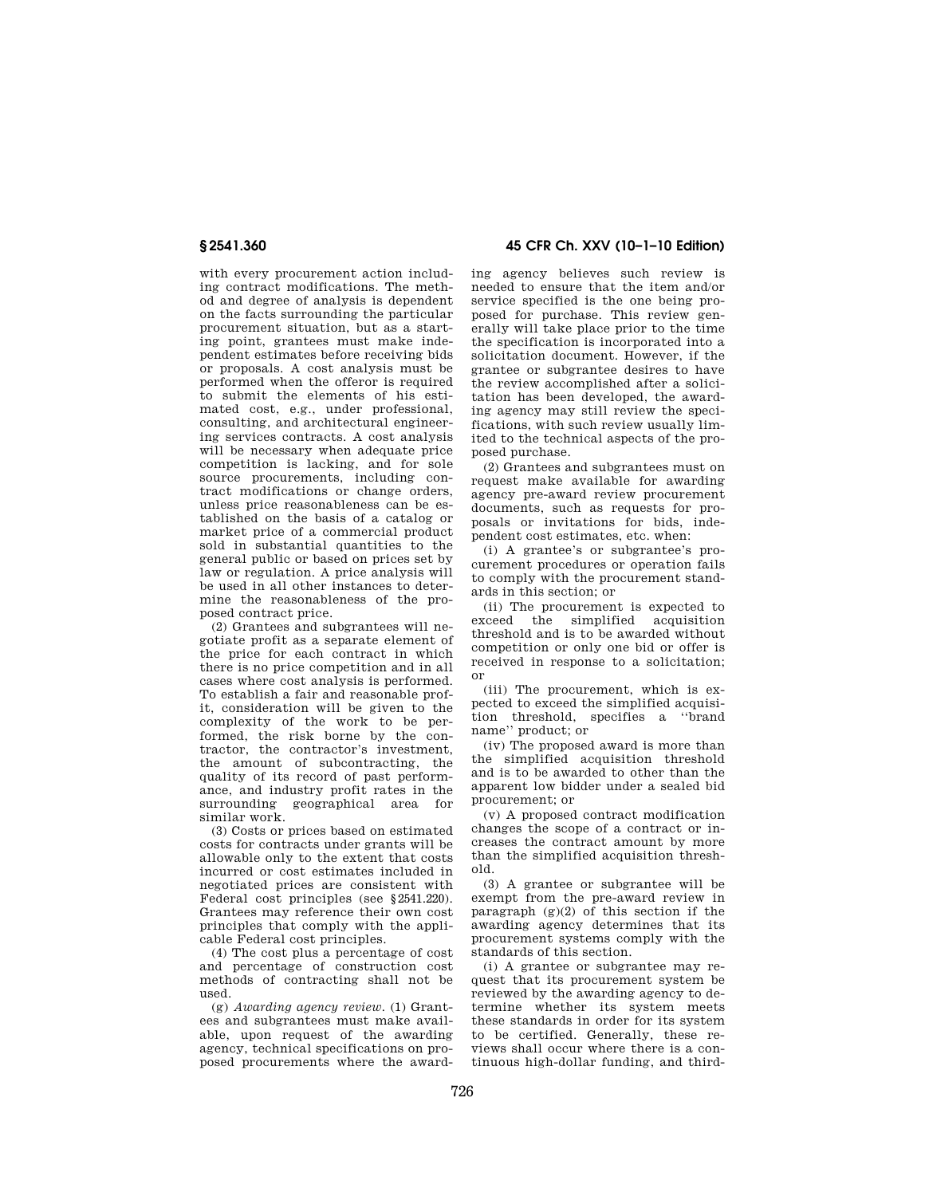with every procurement action including contract modifications. The method and degree of analysis is dependent on the facts surrounding the particular procurement situation, but as a starting point, grantees must make independent estimates before receiving bids or proposals. A cost analysis must be performed when the offeror is required to submit the elements of his estimated cost, e.g., under professional, consulting, and architectural engineering services contracts. A cost analysis will be necessary when adequate price competition is lacking, and for sole source procurements, including contract modifications or change orders, unless price reasonableness can be established on the basis of a catalog or market price of a commercial product sold in substantial quantities to the general public or based on prices set by law or regulation. A price analysis will be used in all other instances to determine the reasonableness of the proposed contract price.

(2) Grantees and subgrantees will negotiate profit as a separate element of the price for each contract in which there is no price competition and in all cases where cost analysis is performed. To establish a fair and reasonable profit, consideration will be given to the complexity of the work to be performed, the risk borne by the contractor, the contractor's investment, the amount of subcontracting, the quality of its record of past performance, and industry profit rates in the surrounding geographical area for similar work.

(3) Costs or prices based on estimated costs for contracts under grants will be allowable only to the extent that costs incurred or cost estimates included in negotiated prices are consistent with Federal cost principles (see §2541.220). Grantees may reference their own cost principles that comply with the applicable Federal cost principles.

(4) The cost plus a percentage of cost and percentage of construction cost methods of contracting shall not be used.

(g) *Awarding agency review.* (1) Grantees and subgrantees must make available, upon request of the awarding agency, technical specifications on proposed procurements where the awarding agency believes such review is needed to ensure that the item and/or service specified is the one being proposed for purchase. This review generally will take place prior to the time the specification is incorporated into a solicitation document. However, if the grantee or subgrantee desires to have the review accomplished after a solicitation has been developed, the awarding agency may still review the specifications, with such review usually limited to the technical aspects of the proposed purchase.

(2) Grantees and subgrantees must on request make available for awarding agency pre-award review procurement documents, such as requests for proposals or invitations for bids, independent cost estimates, etc. when:

(i) A grantee's or subgrantee's procurement procedures or operation fails to comply with the procurement standards in this section; or

(ii) The procurement is expected to exceed the simplified acquisition threshold and is to be awarded without competition or only one bid or offer is received in response to a solicitation; or

(iii) The procurement, which is expected to exceed the simplified acquisition threshold, specifies a "brand name" product; or

(iv) The proposed award is more than the simplified acquisition threshold and is to be awarded to other than the apparent low bidder under a sealed bid procurement; or

(v) A proposed contract modification changes the scope of a contract or increases the contract amount by more than the simplified acquisition threshold.

(3) A grantee or subgrantee will be exempt from the pre-award review in paragraph (g)(2) of this section if the awarding agency determines that its procurement systems comply with the standards of this section.

(i) A grantee or subgrantee may request that its procurement system be reviewed by the awarding agency to determine whether its system meets these standards in order for its system to be certified. Generally, these reviews shall occur where there is a continuous high-dollar funding, and third-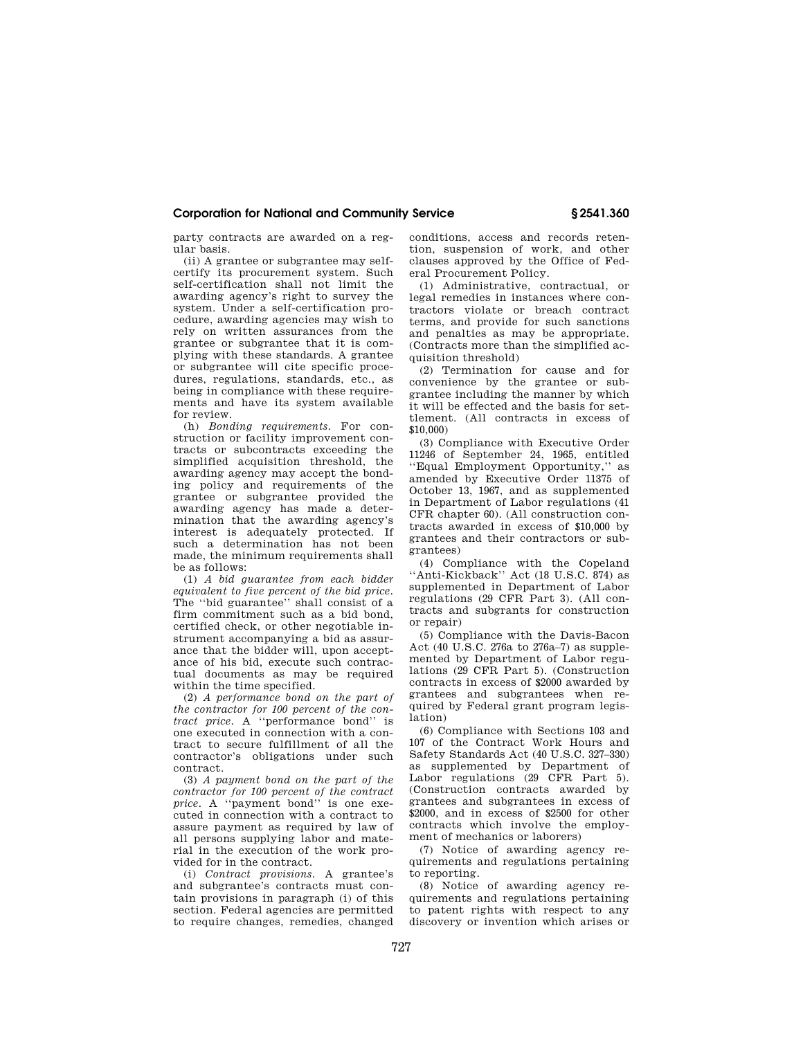party contracts are awarded on a regular basis.

(ii) A grantee or subgrantee may self-certify its procurement system. Such self-certification shall not limit the awarding agency's right to survey the system. Under a self-certification procedure, awarding agencies may wish to rely on written assurances from the grantee or subgrantee that it is complying with these standards. A grantee or subgrantee will cite specific procedures, regulations, standards, etc., as being in compliance with these requirements and have its system available for review.

(h) *Bonding requirements.* For construction or facility improvement contracts or subcontracts exceeding the simplified acquisition threshold, the awarding agency may accept the bonding policy and requirements of the grantee or subgrantee provided the awarding agency has made a determination that the awarding agency's interest is adequately protected. If such a determination has not been made, the minimum requirements shall be as follows:

(1) *A bid guarantee from each bidder equivalent to five percent of the bid price.* The ''bid guarantee'' shall consist of a firm commitment such as a bid bond, certified check, or other negotiable instrument accompanying a bid as assurance that the bidder will, upon acceptance of his bid, execute such contractual documents as may be required within the time specified.

(2) *A performance bond on the part of the contractor for 100 percent of the contract price.* A ''performance bond'' is one executed in connection with a contract to secure fulfillment of all the contractor's obligations under such contract.

(3) *A payment bond on the part of the contractor for 100 percent of the contract price.* A ''payment bond'' is one executed in connection with a contract to assure payment as required by law of all persons supplying labor and material in the execution of the work provided for in the contract.

(i) *Contract provisions.* A grantee's and subgrantee's contracts must contain provisions in paragraph (i) of this section. Federal agencies are permitted to require changes, remedies, changed conditions, access and records retention, suspension of work, and other clauses approved by the Office of Federal Procurement Policy.

(1) Administrative, contractual, or legal remedies in instances where contractors violate or breach contract terms, and provide for such sanctions and penalties as may be appropriate. (Contracts more than the simplified acquisition threshold)

(2) Termination for cause and for convenience by the grantee or subgrantee including the manner by which it will be effected and the basis for settlement. (All contracts in excess of $10,000)

(3) Compliance with Executive Order 11246 of September 24, 1965, entitled ''Equal Employment Opportunity,'' as amended by Executive Order 11375 of October 13, 1967, and as supplemented in Department of Labor regulations (41 CFR chapter 60). (All construction contracts awarded in excess of $10,000 by grantees and their contractors or subgrantees)

(4) Compliance with the Copeland ''Anti-Kickback'' Act (18 U.S.C. 874) as supplemented in Department of Labor regulations (29 CFR Part 3). (All contracts and subgrants for construction or repair)

(5) Compliance with the Davis-Bacon Act (40 U.S.C. 276a to 276a–7) as supplemented by Department of Labor regulations (29 CFR Part 5). (Construction contracts in excess of $2000 awarded by grantees and subgrantees when required by Federal grant program legislation)

(6) Compliance with Sections 103 and 107 of the Contract Work Hours and Safety Standards Act (40 U.S.C. 327–330) as supplemented by Department of Labor regulations (29 CFR Part 5). (Construction contracts awarded by grantees and subgrantees in excess of $2000, and in excess of $2500 for other contracts which involve the employment of mechanics or laborers)

(7) Notice of awarding agency requirements and regulations pertaining to reporting.

(8) Notice of awarding agency requirements and regulations pertaining to patent rights with respect to any discovery or invention which arises or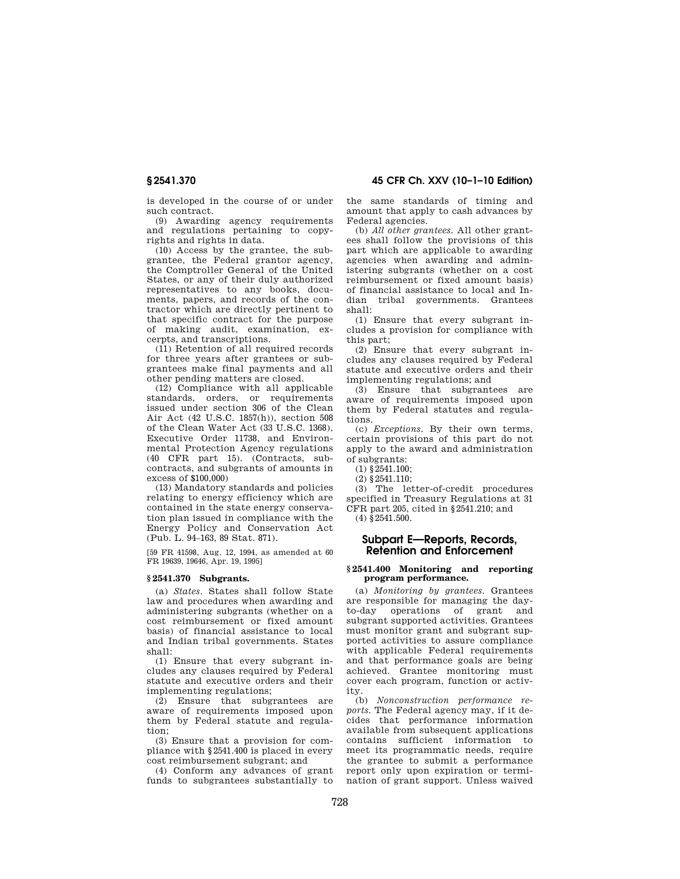is developed in the course of or under such contract.

(9) Awarding agency requirements and regulations pertaining to copyrights and rights in data.

(10) Access by the grantee, the subgrantee, the Federal grantor agency, the Comptroller General of the United States, or any of their duly authorized representatives to any books, documents, papers, and records of the contractor which are directly pertinent to that specific contract for the purpose of making audit, examination, excerpts, and transcriptions.

(11) Retention of all required records for three years after grantees or subgrantees make final payments and all other pending matters are closed.

(12) Compliance with all applicable standards, orders, or requirements issued under section 306 of the Clean Air Act (42 U.S.C. 1857(h)), section 508 of the Clean Water Act (33 U.S.C. 1368), Executive Order 11738, and Environmental Protection Agency regulations (40 CFR part 15). (Contracts, subcontracts, and subgrants of amounts in excess of $100,000)

(13) Mandatory standards and policies relating to energy efficiency which are contained in the state energy conservation plan issued in compliance with the Energy Policy and Conservation Act (Pub. L. 94–163, 89 Stat. 871).

[59 FR 41598, Aug. 12, 1994, as amended at 60 FR 19639, 19646, Apr. 19, 1995]

### § 2541.370 Subgrants.

(a) *States*. States shall follow State law and procedures when awarding and administering subgrants (whether on a cost reimbursement or fixed amount basis) of financial assistance to local and Indian tribal governments. States shall:

(1) Ensure that every subgrant includes any clauses required by Federal statute and executive orders and their implementing regulations;

(2) Ensure that subgrantees are aware of requirements imposed upon them by Federal statute and regulation;

(3) Ensure that a provision for compliance with § 2541.400 is placed in every cost reimbursement subgrant; and

(4) Conform any advances of grant funds to subgrantees substantially to the same standards of timing and amount that apply to cash advances by Federal agencies.

(b) *All other grantees*. All other grantees shall follow the provisions of this part which are applicable to awarding agencies when awarding and administering subgrants (whether on a cost reimbursement or fixed amount basis) of financial assistance to local and Indian tribal governments. Grantees shall:

(1) Ensure that every subgrant includes a provision for compliance with this part;

(2) Ensure that every subgrant includes any clauses required by Federal statute and executive orders and their implementing regulations; and

(3) Ensure that subgrantees are aware of requirements imposed upon them by Federal statutes and regulations.

(c) *Exceptions*. By their own terms, certain provisions of this part do not apply to the award and administration of subgrants:

(1) § 2541.100;

(2) § 2541.110;

(3) The letter-of-credit procedures specified in Treasury Regulations at 31 CFR part 205, cited in § 2541.210; and

(4) § 2541.500.

## Subpart E—Reports, Records, Retention and Enforcement

### § 2541.400 Monitoring and reporting program performance.

(a) *Monitoring by grantees*. Grantees are responsible for managing the day-to-day operations of grant and subgrant supported activities. Grantees must monitor grant and subgrant supported activities to assure compliance with applicable Federal requirements and that performance goals are being achieved. Grantee monitoring must cover each program, function or activity.

(b) *Nonconstruction performance reports*. The Federal agency may, if it decides that performance information available from subsequent applications contains sufficient information to meet its programmatic needs, require the grantee to submit a performance report only upon expiration or termination of grant support. Unless waived